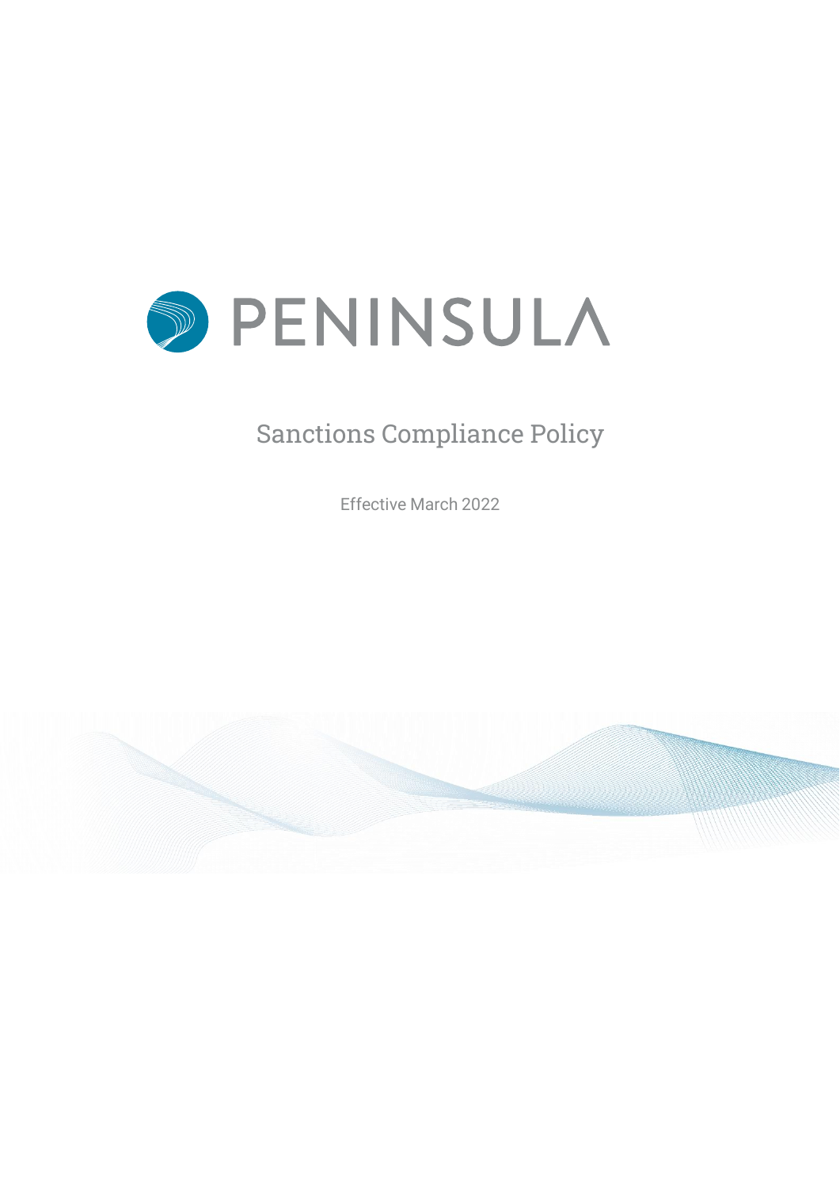# PENINSULA

## Sanctions Compliance Policy

Effective March 2022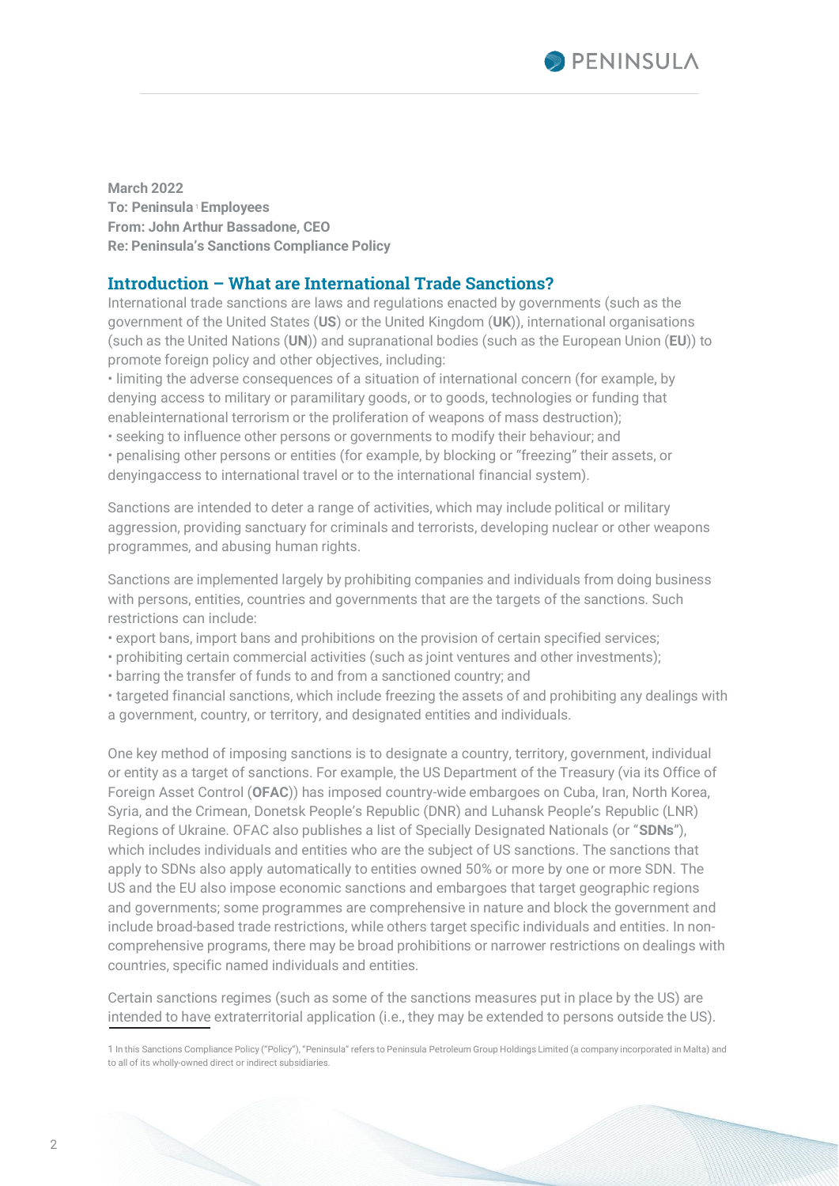**March 2022**
**To: Peninsula[1] Employees**
**From: John Arthur Bassadone, CEO**
**Re: Peninsula's Sanctions Compliance Policy**

## Introduction – What are International Trade Sanctions?

International trade sanctions are laws and regulations enacted by governments (such as the government of the United States (**US**) or the United Kingdom (**UK**)), international organisations (such as the United Nations (**UN**)) and supranational bodies (such as the European Union (**EU**)) to promote foreign policy and other objectives, including:

• limiting the adverse consequences of a situation of international concern (for example, by denying access to military or paramilitary goods, or to goods, technologies or funding that enableinternational terrorism or the proliferation of weapons of mass destruction);
• seeking to influence other persons or governments to modify their behaviour; and
• penalising other persons or entities (for example, by blocking or "freezing" their assets, or denyingaccess to international travel or to the international financial system).

Sanctions are intended to deter a range of activities, which may include political or military aggression, providing sanctuary for criminals and terrorists, developing nuclear or other weapons programmes, and abusing human rights.

Sanctions are implemented largely by prohibiting companies and individuals from doing business with persons, entities, countries and governments that are the targets of the sanctions. Such restrictions can include:

• export bans, import bans and prohibitions on the provision of certain specified services;
• prohibiting certain commercial activities (such as joint ventures and other investments);
• barring the transfer of funds to and from a sanctioned country; and
• targeted financial sanctions, which include freezing the assets of and prohibiting any dealings with a government, country, or territory, and designated entities and individuals.

One key method of imposing sanctions is to designate a country, territory, government, individual or entity as a target of sanctions. For example, the US Department of the Treasury (via its Office of Foreign Asset Control (**OFAC**)) has imposed country-wide embargoes on Cuba, Iran, North Korea, Syria, and the Crimean, Donetsk People's Republic (DNR) and Luhansk People's Republic (LNR) Regions of Ukraine. OFAC also publishes a list of Specially Designated Nationals (or "**SDNs**"), which includes individuals and entities who are the subject of US sanctions. The sanctions that apply to SDNs also apply automatically to entities owned 50% or more by one or more SDN. The US and the EU also impose economic sanctions and embargoes that target geographic regions and governments; some programmes are comprehensive in nature and block the government and include broad-based trade restrictions, while others target specific individuals and entities. In non-comprehensive programs, there may be broad prohibitions or narrower restrictions on dealings with countries, specific named individuals and entities.

Certain sanctions regimes (such as some of the sanctions measures put in place by the US) are intended to have extraterritorial application (i.e., they may be extended to persons outside the US).

1 In this Sanctions Compliance Policy ("Policy"), "Peninsula" refers to Peninsula Petroleum Group Holdings Limited (a company incorporated in Malta) and to all of its wholly-owned direct or indirect subsidiaries.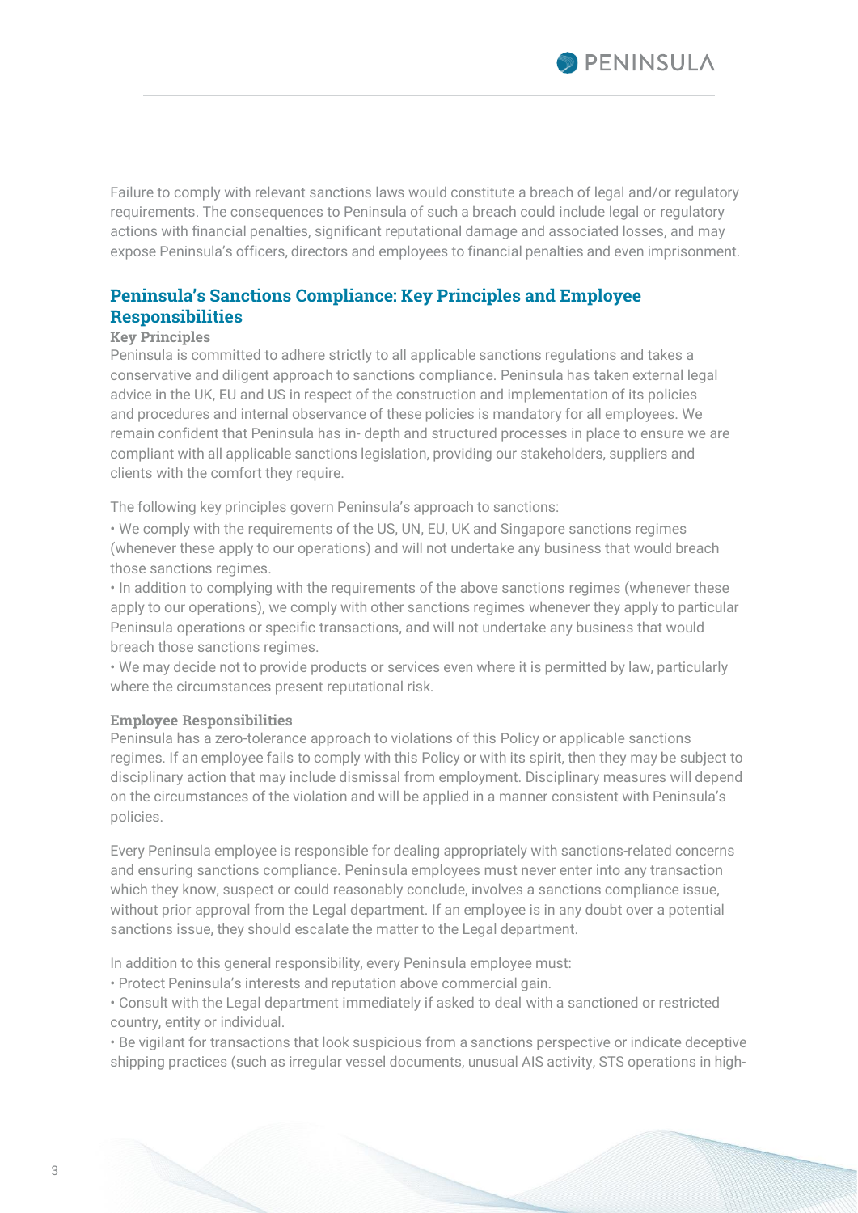Failure to comply with relevant sanctions laws would constitute a breach of legal and/or regulatory requirements. The consequences to Peninsula of such a breach could include legal or regulatory actions with financial penalties, significant reputational damage and associated losses, and may expose Peninsula's officers, directors and employees to financial penalties and even imprisonment.

## Peninsula's Sanctions Compliance: Key Principles and Employee Responsibilities

### Key Principles

Peninsula is committed to adhere strictly to all applicable sanctions regulations and takes a conservative and diligent approach to sanctions compliance. Peninsula has taken external legal advice in the UK, EU and US in respect of the construction and implementation of its policies and procedures and internal observance of these policies is mandatory for all employees. We remain confident that Peninsula has in- depth and structured processes in place to ensure we are compliant with all applicable sanctions legislation, providing our stakeholders, suppliers and clients with the comfort they require.

The following key principles govern Peninsula's approach to sanctions:

- We comply with the requirements of the US, UN, EU, UK and Singapore sanctions regimes (whenever these apply to our operations) and will not undertake any business that would breach those sanctions regimes.
- In addition to complying with the requirements of the above sanctions regimes (whenever these apply to our operations), we comply with other sanctions regimes whenever they apply to particular Peninsula operations or specific transactions, and will not undertake any business that would breach those sanctions regimes.
- We may decide not to provide products or services even where it is permitted by law, particularly where the circumstances present reputational risk.

### Employee Responsibilities

Peninsula has a zero-tolerance approach to violations of this Policy or applicable sanctions regimes. If an employee fails to comply with this Policy or with its spirit, then they may be subject to disciplinary action that may include dismissal from employment. Disciplinary measures will depend on the circumstances of the violation and will be applied in a manner consistent with Peninsula's policies.

Every Peninsula employee is responsible for dealing appropriately with sanctions-related concerns and ensuring sanctions compliance. Peninsula employees must never enter into any transaction which they know, suspect or could reasonably conclude, involves a sanctions compliance issue, without prior approval from the Legal department. If an employee is in any doubt over a potential sanctions issue, they should escalate the matter to the Legal department.

In addition to this general responsibility, every Peninsula employee must:

- Protect Peninsula's interests and reputation above commercial gain.
- Consult with the Legal department immediately if asked to deal with a sanctioned or restricted country, entity or individual.
- Be vigilant for transactions that look suspicious from a sanctions perspective or indicate deceptive shipping practices (such as irregular vessel documents, unusual AIS activity, STS operations in high-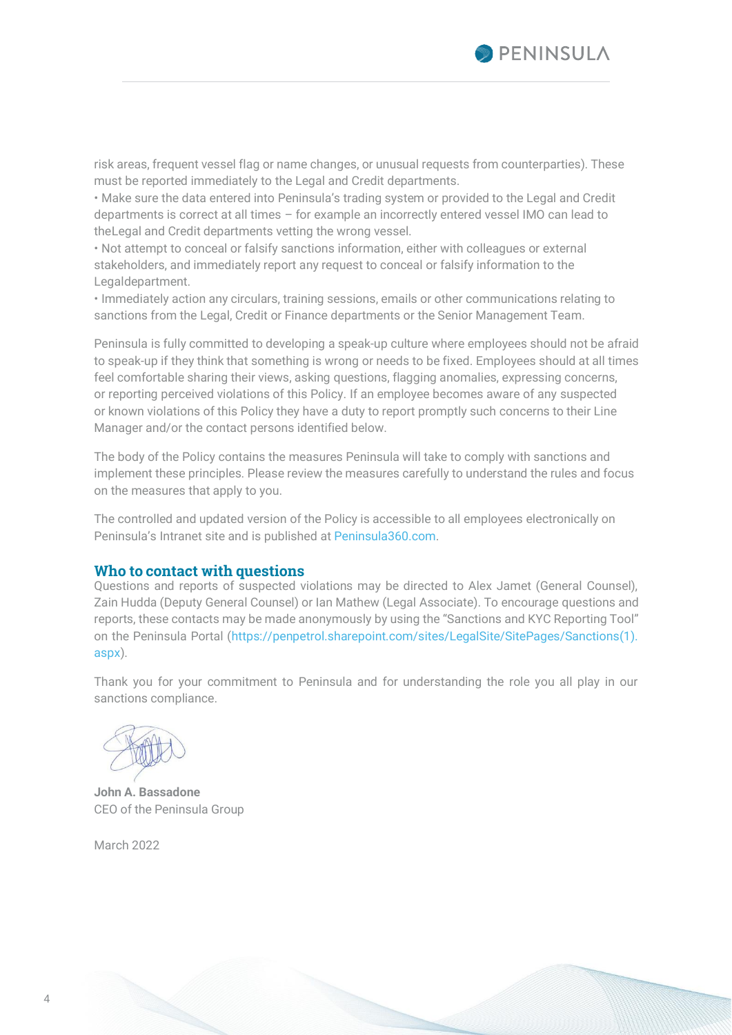risk areas, frequent vessel flag or name changes, or unusual requests from counterparties). These must be reported immediately to the Legal and Credit departments.

• Make sure the data entered into Peninsula's trading system or provided to the Legal and Credit departments is correct at all times – for example an incorrectly entered vessel IMO can lead to theLegal and Credit departments vetting the wrong vessel.

• Not attempt to conceal or falsify sanctions information, either with colleagues or external stakeholders, and immediately report any request to conceal or falsify information to the Legaldepartment.

• Immediately action any circulars, training sessions, emails or other communications relating to sanctions from the Legal, Credit or Finance departments or the Senior Management Team.

Peninsula is fully committed to developing a speak-up culture where employees should not be afraid to speak-up if they think that something is wrong or needs to be fixed. Employees should at all times feel comfortable sharing their views, asking questions, flagging anomalies, expressing concerns, or reporting perceived violations of this Policy. If an employee becomes aware of any suspected or known violations of this Policy they have a duty to report promptly such concerns to their Line Manager and/or the contact persons identified below.

The body of the Policy contains the measures Peninsula will take to comply with sanctions and implement these principles. Please review the measures carefully to understand the rules and focus on the measures that apply to you.

The controlled and updated version of the Policy is accessible to all employees electronically on Peninsula's Intranet site and is published at Peninsula360.com.

## Who to contact with questions

Questions and reports of suspected violations may be directed to Alex Jamet (General Counsel), Zain Hudda (Deputy General Counsel) or Ian Mathew (Legal Associate). To encourage questions and reports, these contacts may be made anonymously by using the "Sanctions and KYC Reporting Tool" on the Peninsula Portal (https://penpetrol.sharepoint.com/sites/LegalSite/SitePages/Sanctions(1).aspx).

Thank you for your commitment to Peninsula and for understanding the role you all play in our sanctions compliance.

**John A. Bassadone**
CEO of the Peninsula Group

March 2022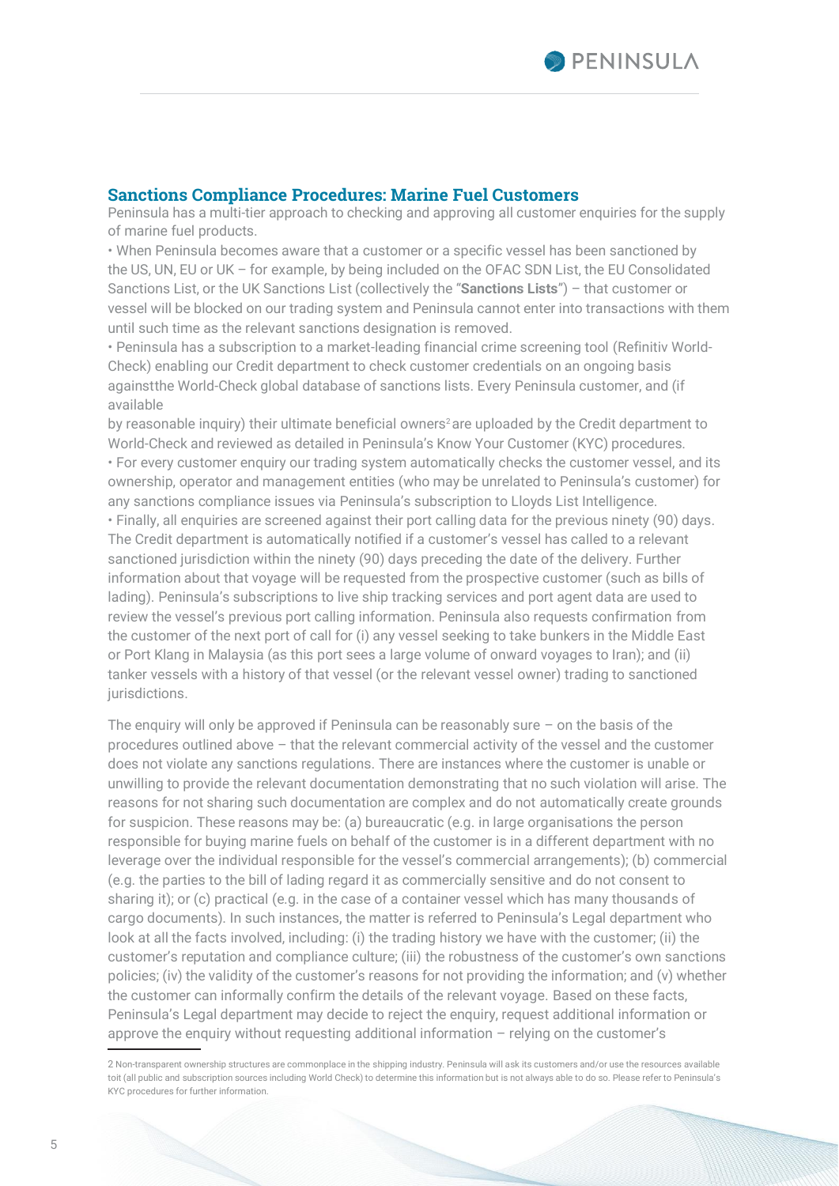## Sanctions Compliance Procedures: Marine Fuel Customers

Peninsula has a multi-tier approach to checking and approving all customer enquiries for the supply of marine fuel products.

• When Peninsula becomes aware that a customer or a specific vessel has been sanctioned by the US, UN, EU or UK – for example, by being included on the OFAC SDN List, the EU Consolidated Sanctions List, or the UK Sanctions List (collectively the "**Sanctions Lists**") – that customer or vessel will be blocked on our trading system and Peninsula cannot enter into transactions with them until such time as the relevant sanctions designation is removed.

• Peninsula has a subscription to a market-leading financial crime screening tool (Refinitiv World-Check) enabling our Credit department to check customer credentials on an ongoing basis againstthe World-Check global database of sanctions lists. Every Peninsula customer, and (if available by reasonable inquiry) their ultimate beneficial owners[2] are uploaded by the Credit department to World-Check and reviewed as detailed in Peninsula's Know Your Customer (KYC) procedures.

• For every customer enquiry our trading system automatically checks the customer vessel, and its ownership, operator and management entities (who may be unrelated to Peninsula's customer) for any sanctions compliance issues via Peninsula's subscription to Lloyds List Intelligence.

• Finally, all enquiries are screened against their port calling data for the previous ninety (90) days. The Credit department is automatically notified if a customer's vessel has called to a relevant sanctioned jurisdiction within the ninety (90) days preceding the date of the delivery. Further information about that voyage will be requested from the prospective customer (such as bills of lading). Peninsula's subscriptions to live ship tracking services and port agent data are used to review the vessel's previous port calling information. Peninsula also requests confirmation from the customer of the next port of call for (i) any vessel seeking to take bunkers in the Middle East or Port Klang in Malaysia (as this port sees a large volume of onward voyages to Iran); and (ii) tanker vessels with a history of that vessel (or the relevant vessel owner) trading to sanctioned jurisdictions.

The enquiry will only be approved if Peninsula can be reasonably sure – on the basis of the procedures outlined above – that the relevant commercial activity of the vessel and the customer does not violate any sanctions regulations. There are instances where the customer is unable or unwilling to provide the relevant documentation demonstrating that no such violation will arise. The reasons for not sharing such documentation are complex and do not automatically create grounds for suspicion. These reasons may be: (a) bureaucratic (e.g. in large organisations the person responsible for buying marine fuels on behalf of the customer is in a different department with no leverage over the individual responsible for the vessel's commercial arrangements); (b) commercial (e.g. the parties to the bill of lading regard it as commercially sensitive and do not consent to sharing it); or (c) practical (e.g. in the case of a container vessel which has many thousands of cargo documents). In such instances, the matter is referred to Peninsula's Legal department who look at all the facts involved, including: (i) the trading history we have with the customer; (ii) the customer's reputation and compliance culture; (iii) the robustness of the customer's own sanctions policies; (iv) the validity of the customer's reasons for not providing the information; and (v) whether the customer can informally confirm the details of the relevant voyage. Based on these facts, Peninsula's Legal department may decide to reject the enquiry, request additional information or approve the enquiry without requesting additional information – relying on the customer's

---

2 Non-transparent ownership structures are commonplace in the shipping industry. Peninsula will ask its customers and/or use the resources available toit (all public and subscription sources including World Check) to determine this information but is not always able to do so. Please refer to Peninsula's KYC procedures for further information.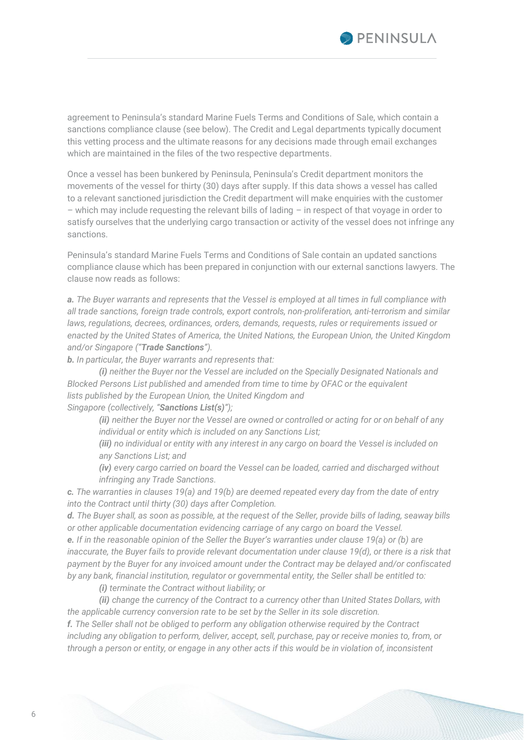agreement to Peninsula's standard Marine Fuels Terms and Conditions of Sale, which contain a sanctions compliance clause (see below). The Credit and Legal departments typically document this vetting process and the ultimate reasons for any decisions made through email exchanges which are maintained in the files of the two respective departments.

Once a vessel has been bunkered by Peninsula, Peninsula's Credit department monitors the movements of the vessel for thirty (30) days after supply. If this data shows a vessel has called to a relevant sanctioned jurisdiction the Credit department will make enquiries with the customer – which may include requesting the relevant bills of lading – in respect of that voyage in order to satisfy ourselves that the underlying cargo transaction or activity of the vessel does not infringe any sanctions.

Peninsula's standard Marine Fuels Terms and Conditions of Sale contain an updated sanctions compliance clause which has been prepared in conjunction with our external sanctions lawyers. The clause now reads as follows:

***a.*** *The Buyer warrants and represents that the Vessel is employed at all times in full compliance with all trade sanctions, foreign trade controls, export controls, non-proliferation, anti-terrorism and similar laws, regulations, decrees, ordinances, orders, demands, requests, rules or requirements issued or enacted by the United States of America, the United Nations, the European Union, the United Kingdom and/or Singapore ("**Trade Sanctions**").*

***b.*** *In particular, the Buyer warrants and represents that:*

> ***(i)*** *neither the Buyer nor the Vessel are included on the Specially Designated Nationals and Blocked Persons List published and amended from time to time by OFAC or the equivalent lists published by the European Union, the United Kingdom and Singapore (collectively, "**Sanctions List(s)**");*
>
> ***(ii)*** *neither the Buyer nor the Vessel are owned or controlled or acting for or on behalf of any individual or entity which is included on any Sanctions List;*
>
> ***(iii)*** *no individual or entity with any interest in any cargo on board the Vessel is included on any Sanctions List; and*
>
> ***(iv)*** *every cargo carried on board the Vessel can be loaded, carried and discharged without infringing any Trade Sanctions.*

***c.*** *The warranties in clauses 19(a) and 19(b) are deemed repeated every day from the date of entry into the Contract until thirty (30) days after Completion.*

***d.*** *The Buyer shall, as soon as possible, at the request of the Seller, provide bills of lading, seaway bills or other applicable documentation evidencing carriage of any cargo on board the Vessel.*

***e.*** *If in the reasonable opinion of the Seller the Buyer's warranties under clause 19(a) or (b) are inaccurate, the Buyer fails to provide relevant documentation under clause 19(d), or there is a risk that payment by the Buyer for any invoiced amount under the Contract may be delayed and/or confiscated by any bank, financial institution, regulator or governmental entity, the Seller shall be entitled to:*

> ***(i)*** *terminate the Contract without liability; or*
>
> ***(ii)*** *change the currency of the Contract to a currency other than United States Dollars, with the applicable currency conversion rate to be set by the Seller in its sole discretion.*

***f.*** *The Seller shall not be obliged to perform any obligation otherwise required by the Contract including any obligation to perform, deliver, accept, sell, purchase, pay or receive monies to, from, or through a person or entity, or engage in any other acts if this would be in violation of, inconsistent*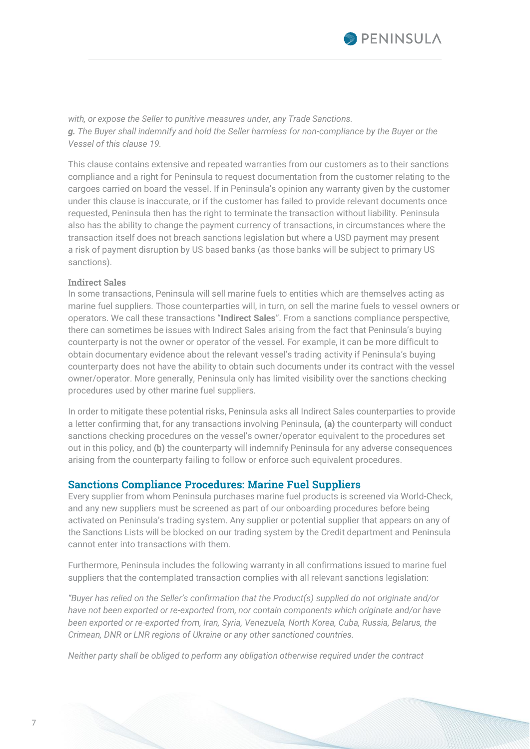*with, or expose the Seller to punitive measures under, any Trade Sanctions.*
***g.** The Buyer shall indemnify and hold the Seller harmless for non-compliance by the Buyer or the Vessel of this clause 19.*

This clause contains extensive and repeated warranties from our customers as to their sanctions compliance and a right for Peninsula to request documentation from the customer relating to the cargoes carried on board the vessel. If in Peninsula's opinion any warranty given by the customer under this clause is inaccurate, or if the customer has failed to provide relevant documents once requested, Peninsula then has the right to terminate the transaction without liability. Peninsula also has the ability to change the payment currency of transactions, in circumstances where the transaction itself does not breach sanctions legislation but where a USD payment may present a risk of payment disruption by US based banks (as those banks will be subject to primary US sanctions).

**Indirect Sales**
In some transactions, Peninsula will sell marine fuels to entities which are themselves acting as marine fuel suppliers. Those counterparties will, in turn, on sell the marine fuels to vessel owners or operators. We call these transactions "**Indirect Sales**". From a sanctions compliance perspective, there can sometimes be issues with Indirect Sales arising from the fact that Peninsula's buying counterparty is not the owner or operator of the vessel. For example, it can be more difficult to obtain documentary evidence about the relevant vessel's trading activity if Peninsula's buying counterparty does not have the ability to obtain such documents under its contract with the vessel owner/operator. More generally, Peninsula only has limited visibility over the sanctions checking procedures used by other marine fuel suppliers.

In order to mitigate these potential risks, Peninsula asks all Indirect Sales counterparties to provide a letter confirming that, for any transactions involving Peninsula**, (a)** the counterparty will conduct sanctions checking procedures on the vessel's owner/operator equivalent to the procedures set out in this policy, and **(b)** the counterparty will indemnify Peninsula for any adverse consequences arising from the counterparty failing to follow or enforce such equivalent procedures.

## Sanctions Compliance Procedures: Marine Fuel Suppliers

Every supplier from whom Peninsula purchases marine fuel products is screened via World-Check, and any new suppliers must be screened as part of our onboarding procedures before being activated on Peninsula's trading system. Any supplier or potential supplier that appears on any of the Sanctions Lists will be blocked on our trading system by the Credit department and Peninsula cannot enter into transactions with them.

Furthermore, Peninsula includes the following warranty in all confirmations issued to marine fuel suppliers that the contemplated transaction complies with all relevant sanctions legislation:

*"Buyer has relied on the Seller's confirmation that the Product(s) supplied do not originate and/or have not been exported or re-exported from, nor contain components which originate and/or have been exported or re-exported from, Iran, Syria, Venezuela, North Korea, Cuba, Russia, Belarus, the Crimean, DNR or LNR regions of Ukraine or any other sanctioned countries.*

*Neither party shall be obliged to perform any obligation otherwise required under the contract*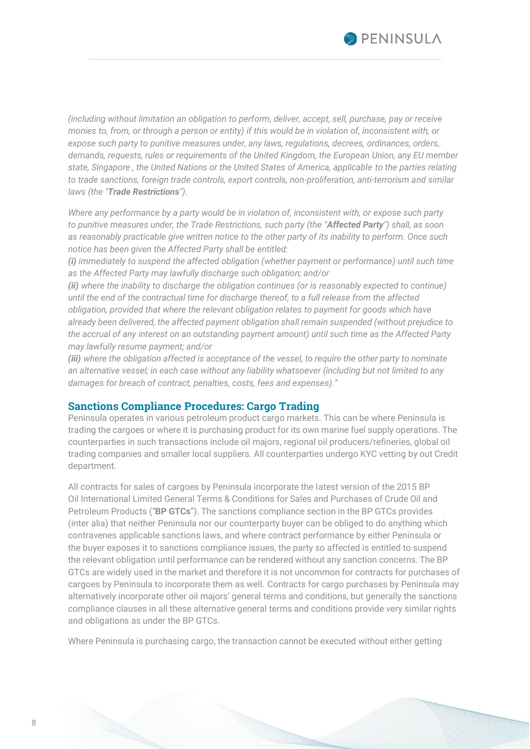*(including without limitation an obligation to perform, deliver, accept, sell, purchase, pay or receive monies to, from, or through a person or entity) if this would be in violation of, inconsistent with, or expose such party to punitive measures under, any laws, regulations, decrees, ordinances, orders, demands, requests, rules or requirements of the United Kingdom, the European Union, any EU member state, Singapore , the United Nations or the United States of America, applicable to the parties relating to trade sanctions, foreign trade controls, export controls, non-proliferation, anti-terrorism and similar laws (the "**Trade Restrictions**").*

*Where any performance by a party would be in violation of, inconsistent with, or expose such party to punitive measures under, the Trade Restrictions, such party (the "**Affected Party**") shall, as soon as reasonably practicable give written notice to the other party of its inability to perform. Once such notice has been given the Affected Party shall be entitled:*

***(i)** immediately to suspend the affected obligation (whether payment or performance) until such time as the Affected Party may lawfully discharge such obligation; and/or*

***(ii)** where the inability to discharge the obligation continues (or is reasonably expected to continue) until the end of the contractual time for discharge thereof, to a full release from the affected obligation, provided that where the relevant obligation relates to payment for goods which have already been delivered, the affected payment obligation shall remain suspended (without prejudice to the accrual of any interest on an outstanding payment amount) until such time as the Affected Party may lawfully resume payment; and/or*

***(iii)** where the obligation affected is acceptance of the vessel, to require the other party to nominate an alternative vessel; in each case without any liability whatsoever (including but not limited to any damages for breach of contract, penalties, costs, fees and expenses)."*

## Sanctions Compliance Procedures: Cargo Trading

Peninsula operates in various petroleum product cargo markets. This can be where Peninsula is trading the cargoes or where it is purchasing product for its own marine fuel supply operations. The counterparties in such transactions include oil majors, regional oil producers/refineries, global oil trading companies and smaller local suppliers. All counterparties undergo KYC vetting by out Credit department.

All contracts for sales of cargoes by Peninsula incorporate the latest version of the 2015 BP Oil International Limited General Terms & Conditions for Sales and Purchases of Crude Oil and Petroleum Products ("**BP GTCs**"). The sanctions compliance section in the BP GTCs provides (inter alia) that neither Peninsula nor our counterparty buyer can be obliged to do anything which contravenes applicable sanctions laws, and where contract performance by either Peninsula or the buyer exposes it to sanctions compliance issues, the party so affected is entitled to suspend the relevant obligation until performance can be rendered without any sanction concerns. The BP GTCs are widely used in the market and therefore it is not uncommon for contracts for purchases of cargoes by Peninsula to incorporate them as well. Contracts for cargo purchases by Peninsula may alternatively incorporate other oil majors' general terms and conditions, but generally the sanctions compliance clauses in all these alternative general terms and conditions provide very similar rights and obligations as under the BP GTCs.

Where Peninsula is purchasing cargo, the transaction cannot be executed without either getting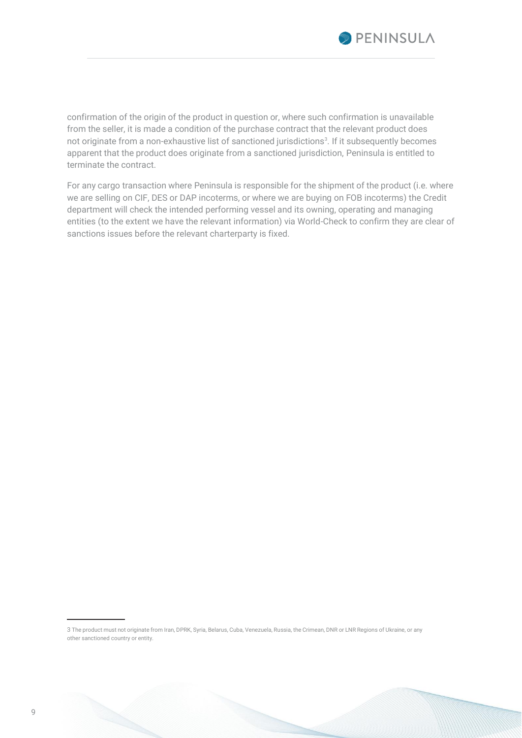confirmation of the origin of the product in question or, where such confirmation is unavailable from the seller, it is made a condition of the purchase contract that the relevant product does not originate from a non-exhaustive list of sanctioned jurisdictions[3]. If it subsequently becomes apparent that the product does originate from a sanctioned jurisdiction, Peninsula is entitled to terminate the contract.

For any cargo transaction where Peninsula is responsible for the shipment of the product (i.e. where we are selling on CIF, DES or DAP incoterms, or where we are buying on FOB incoterms) the Credit department will check the intended performing vessel and its owning, operating and managing entities (to the extent we have the relevant information) via World-Check to confirm they are clear of sanctions issues before the relevant charterparty is fixed.

---

3 The product must not originate from Iran, DPRK, Syria, Belarus, Cuba, Venezuela, Russia, the Crimean, DNR or LNR Regions of Ukraine, or any other sanctioned country or entity.